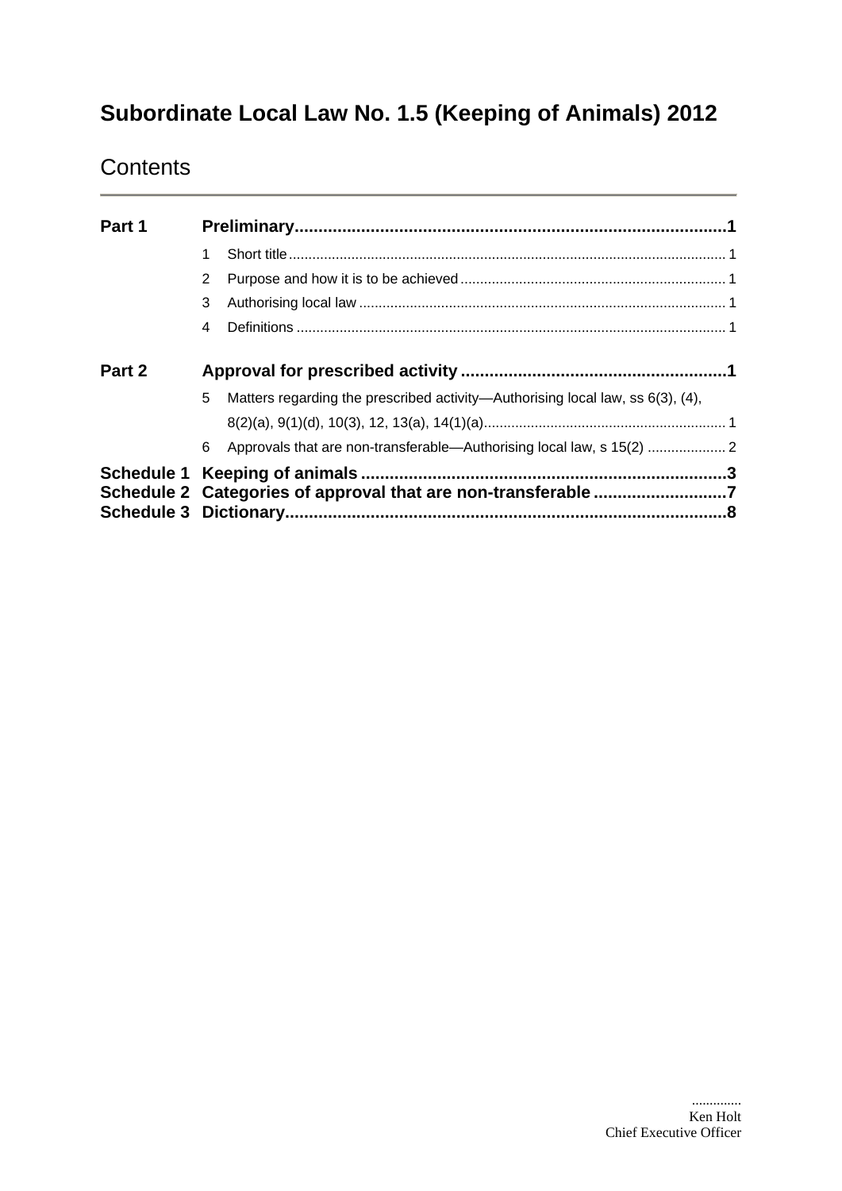# Subordinate Local Law No. 1.5 (Keeping of Animals) 2012

## Contents

**Part 1 Preliminary** ........................................ 1

- 1 Short title ........................................ 1
- 2 Purpose and how it is to be achieved ........................................ 1
- 3 Authorising local law ........................................ 1
- 4 Definitions ........................................ 1

**Part 2 Approval for prescribed activity** ........................................ 1

- 5 Matters regarding the prescribed activity—Authorising local law, ss 6(3), (4), 8(2)(a), 9(1)(d), 10(3), 12, 13(a), 14(1)(a) ........................................ 1
- 6 Approvals that are non-transferable—Authorising local law, s 15(2) ........................................ 2

**Schedule 1 Keeping of animals** ........................................ 3

**Schedule 2 Categories of approval that are non-transferable** ........................................ 7

**Schedule 3 Dictionary** ........................................ 8

..............
Ken Holt
Chief Executive Officer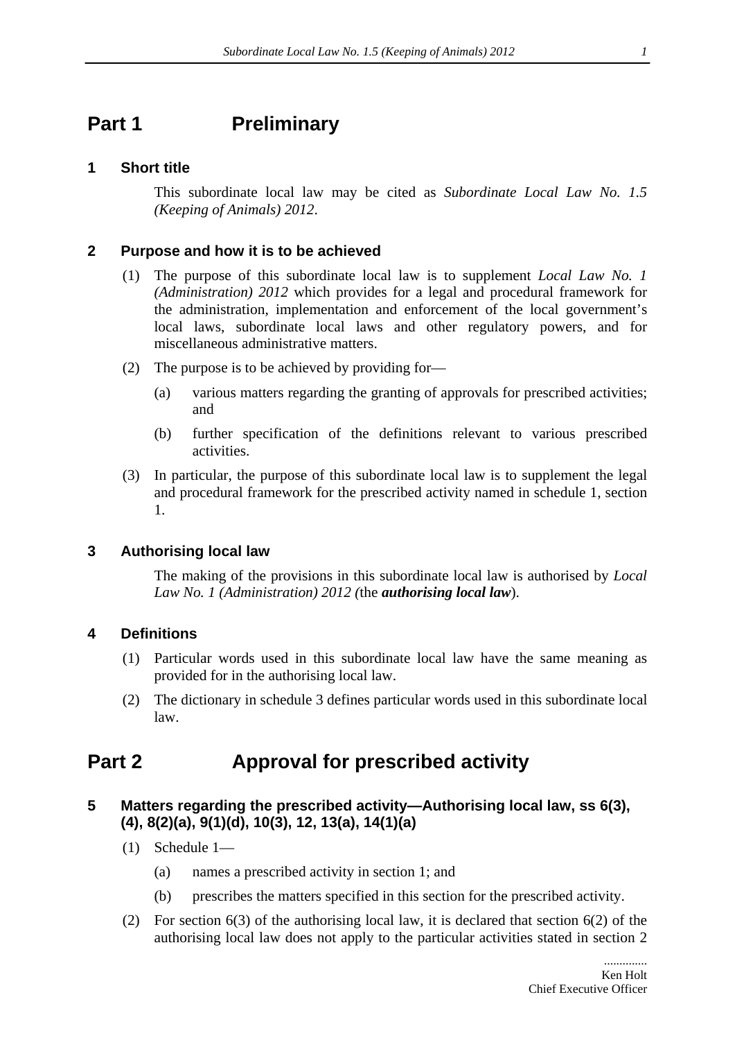# Part 1 Preliminary

## 1 Short title

This subordinate local law may be cited as *Subordinate Local Law No. 1.5 (Keeping of Animals) 2012*.

## 2 Purpose and how it is to be achieved

(1) The purpose of this subordinate local law is to supplement *Local Law No. 1 (Administration) 2012* which provides for a legal and procedural framework for the administration, implementation and enforcement of the local government's local laws, subordinate local laws and other regulatory powers, and for miscellaneous administrative matters.

(2) The purpose is to be achieved by providing for—

(a) various matters regarding the granting of approvals for prescribed activities; and

(b) further specification of the definitions relevant to various prescribed activities.

(3) In particular, the purpose of this subordinate local law is to supplement the legal and procedural framework for the prescribed activity named in schedule 1, section 1.

## 3 Authorising local law

The making of the provisions in this subordinate local law is authorised by *Local Law No. 1 (Administration) 2012 (*the ***authorising local law***).

## 4 Definitions

(1) Particular words used in this subordinate local law have the same meaning as provided for in the authorising local law.

(2) The dictionary in schedule 3 defines particular words used in this subordinate local law.

# Part 2 Approval for prescribed activity

## 5 Matters regarding the prescribed activity—Authorising local law, ss 6(3), (4), 8(2)(a), 9(1)(d), 10(3), 12, 13(a), 14(1)(a)

(1) Schedule 1—

(a) names a prescribed activity in section 1; and

(b) prescribes the matters specified in this section for the prescribed activity.

(2) For section 6(3) of the authorising local law, it is declared that section 6(2) of the authorising local law does not apply to the particular activities stated in section 2

.............
Ken Holt
Chief Executive Officer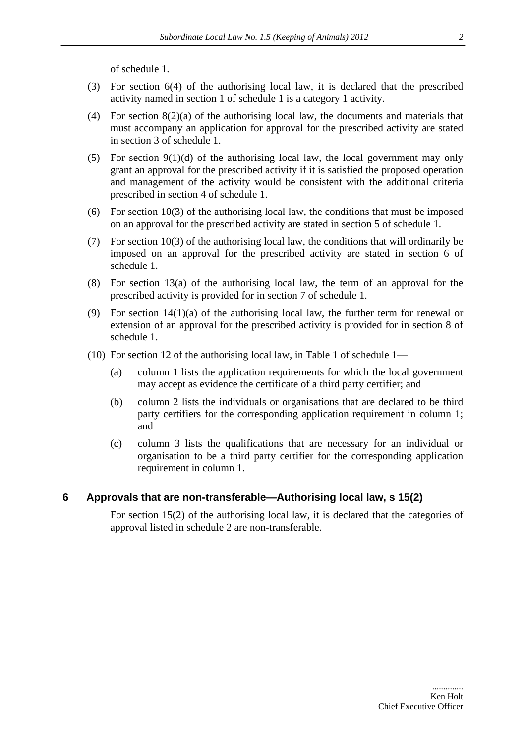of schedule 1.

(3) For section 6(4) of the authorising local law, it is declared that the prescribed activity named in section 1 of schedule 1 is a category 1 activity.

(4) For section 8(2)(a) of the authorising local law, the documents and materials that must accompany an application for approval for the prescribed activity are stated in section 3 of schedule 1.

(5) For section 9(1)(d) of the authorising local law, the local government may only grant an approval for the prescribed activity if it is satisfied the proposed operation and management of the activity would be consistent with the additional criteria prescribed in section 4 of schedule 1.

(6) For section 10(3) of the authorising local law, the conditions that must be imposed on an approval for the prescribed activity are stated in section 5 of schedule 1.

(7) For section 10(3) of the authorising local law, the conditions that will ordinarily be imposed on an approval for the prescribed activity are stated in section 6 of schedule 1.

(8) For section 13(a) of the authorising local law, the term of an approval for the prescribed activity is provided for in section 7 of schedule 1.

(9) For section 14(1)(a) of the authorising local law, the further term for renewal or extension of an approval for the prescribed activity is provided for in section 8 of schedule 1.

(10) For section 12 of the authorising local law, in Table 1 of schedule 1—

(a) column 1 lists the application requirements for which the local government may accept as evidence the certificate of a third party certifier; and

(b) column 2 lists the individuals or organisations that are declared to be third party certifiers for the corresponding application requirement in column 1; and

(c) column 3 lists the qualifications that are necessary for an individual or organisation to be a third party certifier for the corresponding application requirement in column 1.

## 6 Approvals that are non-transferable—Authorising local law, s 15(2)

For section 15(2) of the authorising local law, it is declared that the categories of approval listed in schedule 2 are non-transferable.

.............
Ken Holt
Chief Executive Officer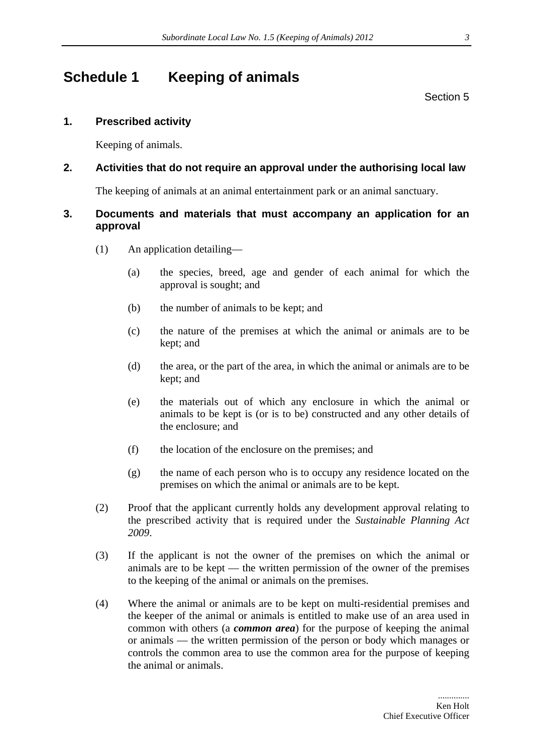# Schedule 1 Keeping of animals

Section 5

## 1. Prescribed activity

Keeping of animals.

## 2. Activities that do not require an approval under the authorising local law

The keeping of animals at an animal entertainment park or an animal sanctuary.

## 3. Documents and materials that must accompany an application for an approval

(1) An application detailing—

(a) the species, breed, age and gender of each animal for which the approval is sought; and

(b) the number of animals to be kept; and

(c) the nature of the premises at which the animal or animals are to be kept; and

(d) the area, or the part of the area, in which the animal or animals are to be kept; and

(e) the materials out of which any enclosure in which the animal or animals to be kept is (or is to be) constructed and any other details of the enclosure; and

(f) the location of the enclosure on the premises; and

(g) the name of each person who is to occupy any residence located on the premises on which the animal or animals are to be kept.

(2) Proof that the applicant currently holds any development approval relating to the prescribed activity that is required under the *Sustainable Planning Act 2009*.

(3) If the applicant is not the owner of the premises on which the animal or animals are to be kept — the written permission of the owner of the premises to the keeping of the animal or animals on the premises.

(4) Where the animal or animals are to be kept on multi-residential premises and the keeper of the animal or animals is entitled to make use of an area used in common with others (a ***common area***) for the purpose of keeping the animal or animals — the written permission of the person or body which manages or controls the common area to use the common area for the purpose of keeping the animal or animals.

.............
Ken Holt
Chief Executive Officer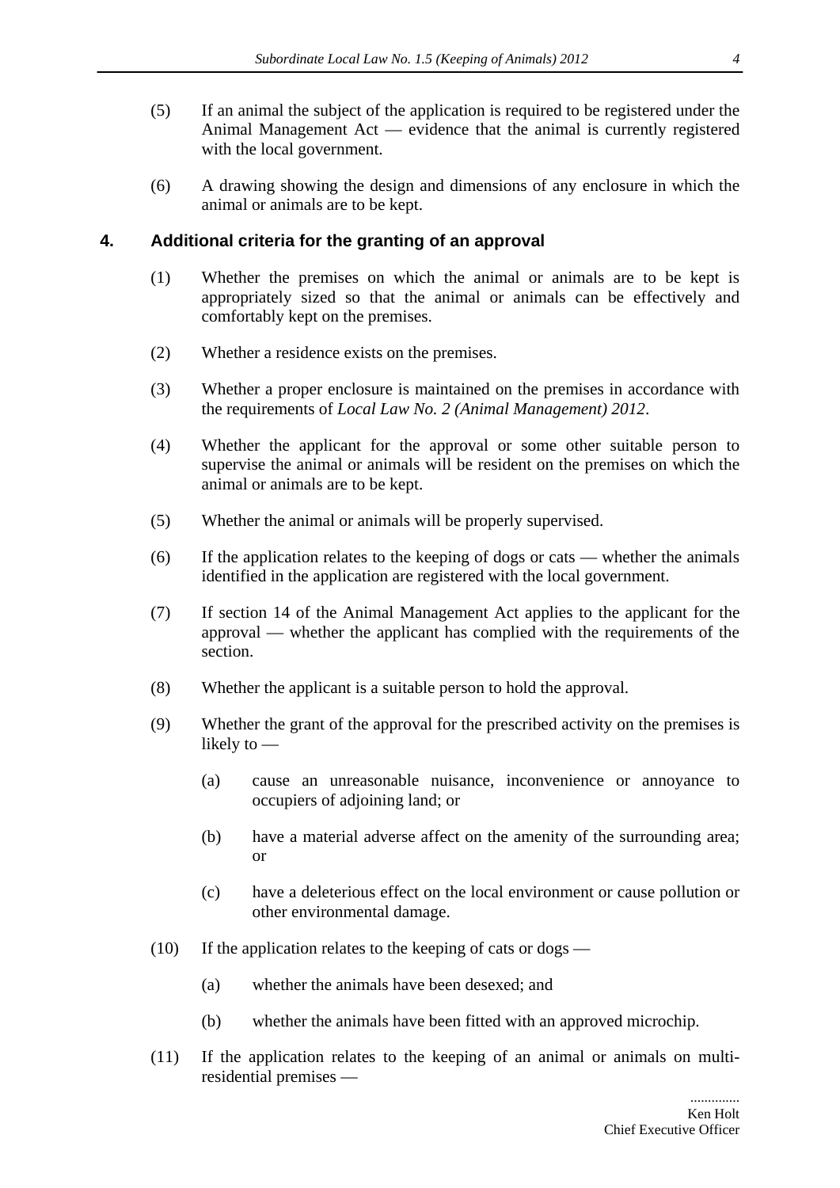(5) If an animal the subject of the application is required to be registered under the Animal Management Act — evidence that the animal is currently registered with the local government.

(6) A drawing showing the design and dimensions of any enclosure in which the animal or animals are to be kept.

## 4. Additional criteria for the granting of an approval

(1) Whether the premises on which the animal or animals are to be kept is appropriately sized so that the animal or animals can be effectively and comfortably kept on the premises.

(2) Whether a residence exists on the premises.

(3) Whether a proper enclosure is maintained on the premises in accordance with the requirements of *Local Law No. 2 (Animal Management) 2012*.

(4) Whether the applicant for the approval or some other suitable person to supervise the animal or animals will be resident on the premises on which the animal or animals are to be kept.

(5) Whether the animal or animals will be properly supervised.

(6) If the application relates to the keeping of dogs or cats — whether the animals identified in the application are registered with the local government.

(7) If section 14 of the Animal Management Act applies to the applicant for the approval — whether the applicant has complied with the requirements of the section.

(8) Whether the applicant is a suitable person to hold the approval.

(9) Whether the grant of the approval for the prescribed activity on the premises is likely to —

   (a) cause an unreasonable nuisance, inconvenience or annoyance to occupiers of adjoining land; or

   (b) have a material adverse affect on the amenity of the surrounding area; or

   (c) have a deleterious effect on the local environment or cause pollution or other environmental damage.

(10) If the application relates to the keeping of cats or dogs —

   (a) whether the animals have been desexed; and

   (b) whether the animals have been fitted with an approved microchip.

(11) If the application relates to the keeping of an animal or animals on multi-residential premises —

.............
Ken Holt
Chief Executive Officer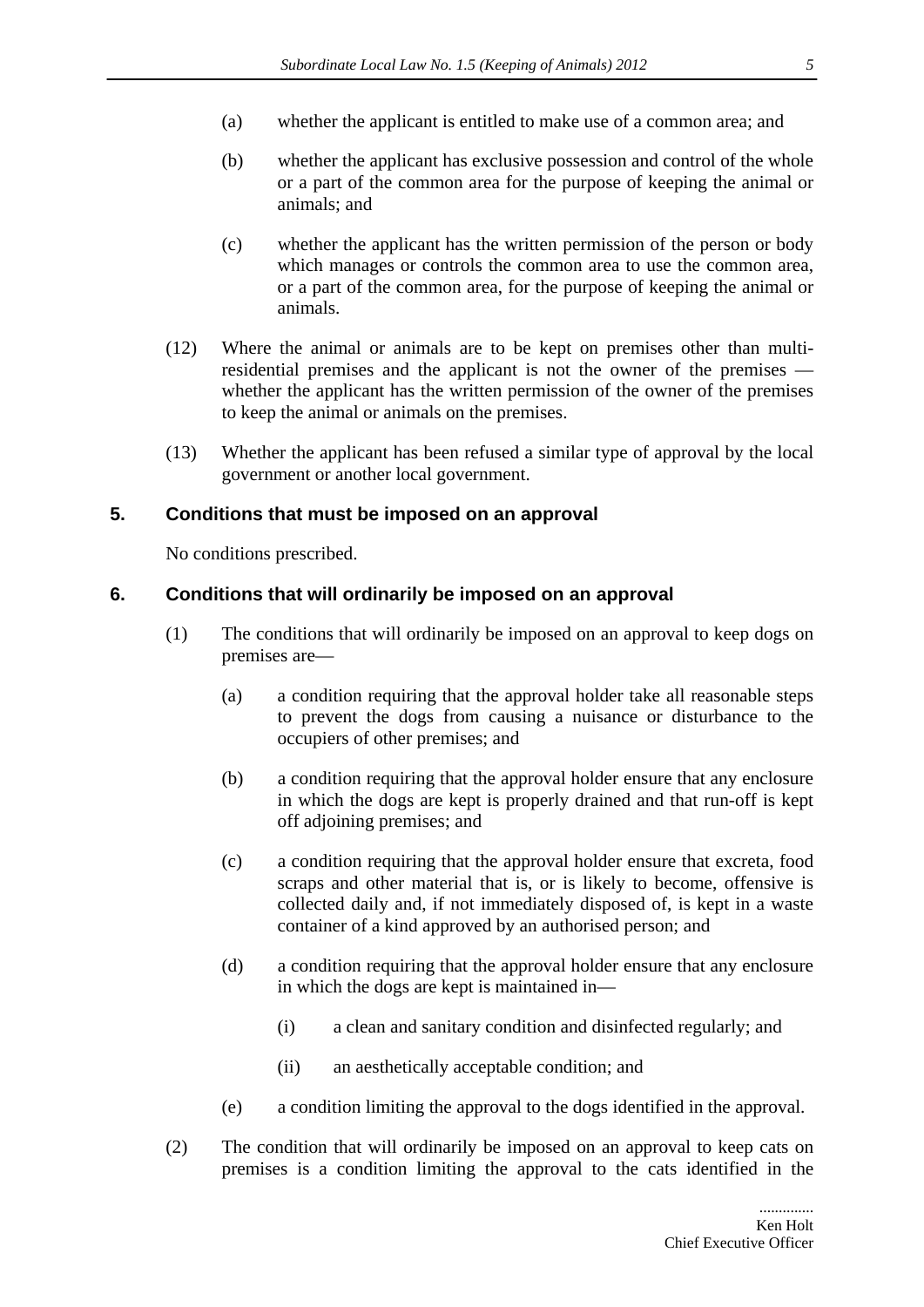(a) whether the applicant is entitled to make use of a common area; and

(b) whether the applicant has exclusive possession and control of the whole or a part of the common area for the purpose of keeping the animal or animals; and

(c) whether the applicant has the written permission of the person or body which manages or controls the common area to use the common area, or a part of the common area, for the purpose of keeping the animal or animals.

(12) Where the animal or animals are to be kept on premises other than multi-residential premises and the applicant is not the owner of the premises — whether the applicant has the written permission of the owner of the premises to keep the animal or animals on the premises.

(13) Whether the applicant has been refused a similar type of approval by the local government or another local government.

### 5. Conditions that must be imposed on an approval

No conditions prescribed.

### 6. Conditions that will ordinarily be imposed on an approval

(1) The conditions that will ordinarily be imposed on an approval to keep dogs on premises are—

(a) a condition requiring that the approval holder take all reasonable steps to prevent the dogs from causing a nuisance or disturbance to the occupiers of other premises; and

(b) a condition requiring that the approval holder ensure that any enclosure in which the dogs are kept is properly drained and that run-off is kept off adjoining premises; and

(c) a condition requiring that the approval holder ensure that excreta, food scraps and other material that is, or is likely to become, offensive is collected daily and, if not immediately disposed of, is kept in a waste container of a kind approved by an authorised person; and

(d) a condition requiring that the approval holder ensure that any enclosure in which the dogs are kept is maintained in—

(i) a clean and sanitary condition and disinfected regularly; and

(ii) an aesthetically acceptable condition; and

(e) a condition limiting the approval to the dogs identified in the approval.

(2) The condition that will ordinarily be imposed on an approval to keep cats on premises is a condition limiting the approval to the cats identified in the

.............
Ken Holt
Chief Executive Officer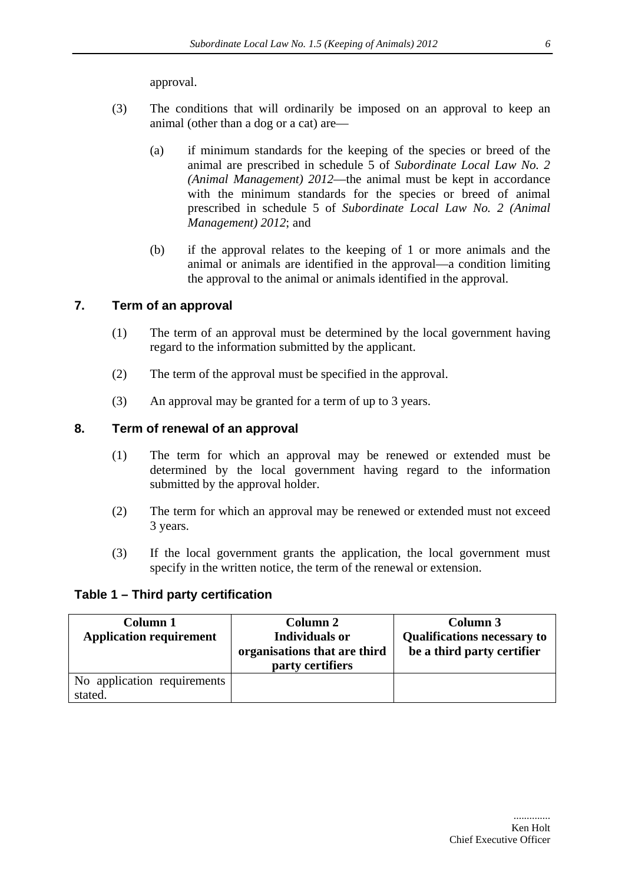approval.

(3) The conditions that will ordinarily be imposed on an approval to keep an animal (other than a dog or a cat) are—

(a) if minimum standards for the keeping of the species or breed of the animal are prescribed in schedule 5 of *Subordinate Local Law No. 2 (Animal Management) 2012*—the animal must be kept in accordance with the minimum standards for the species or breed of animal prescribed in schedule 5 of *Subordinate Local Law No. 2 (Animal Management) 2012*; and

(b) if the approval relates to the keeping of 1 or more animals and the animal or animals are identified in the approval—a condition limiting the approval to the animal or animals identified in the approval.

## 7. Term of an approval

(1) The term of an approval must be determined by the local government having regard to the information submitted by the applicant.

(2) The term of the approval must be specified in the approval.

(3) An approval may be granted for a term of up to 3 years.

## 8. Term of renewal of an approval

(1) The term for which an approval may be renewed or extended must be determined by the local government having regard to the information submitted by the approval holder.

(2) The term for which an approval may be renewed or extended must not exceed 3 years.

(3) If the local government grants the application, the local government must specify in the written notice, the term of the renewal or extension.

### Table 1 – Third party certification

| Column 1<br>Application requirement | Column 2<br>Individuals or organisations that are third party certifiers | Column 3<br>Qualifications necessary to be a third party certifier |
|---|---|---|
| No application requirements stated. | | |

.............
Ken Holt
Chief Executive Officer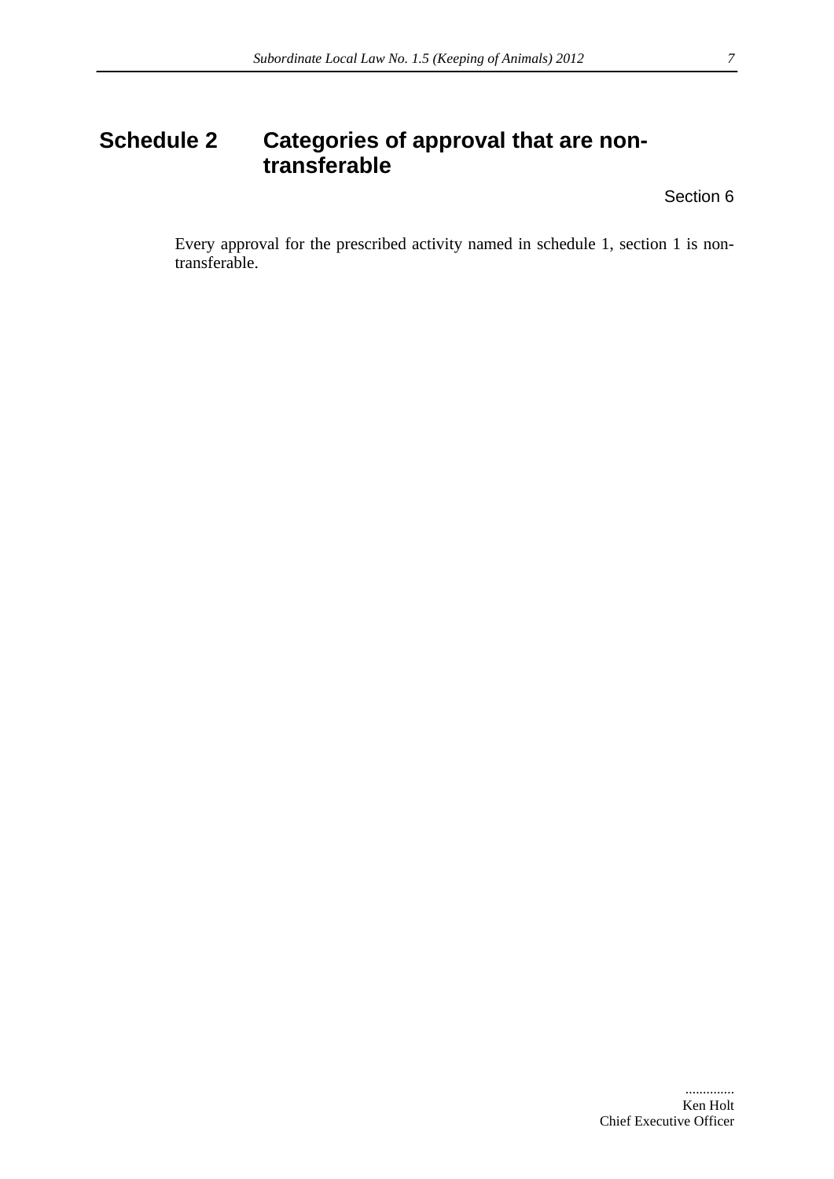# Schedule 2 Categories of approval that are non-transferable

Section 6

Every approval for the prescribed activity named in schedule 1, section 1 is non-transferable.

.............
Ken Holt
Chief Executive Officer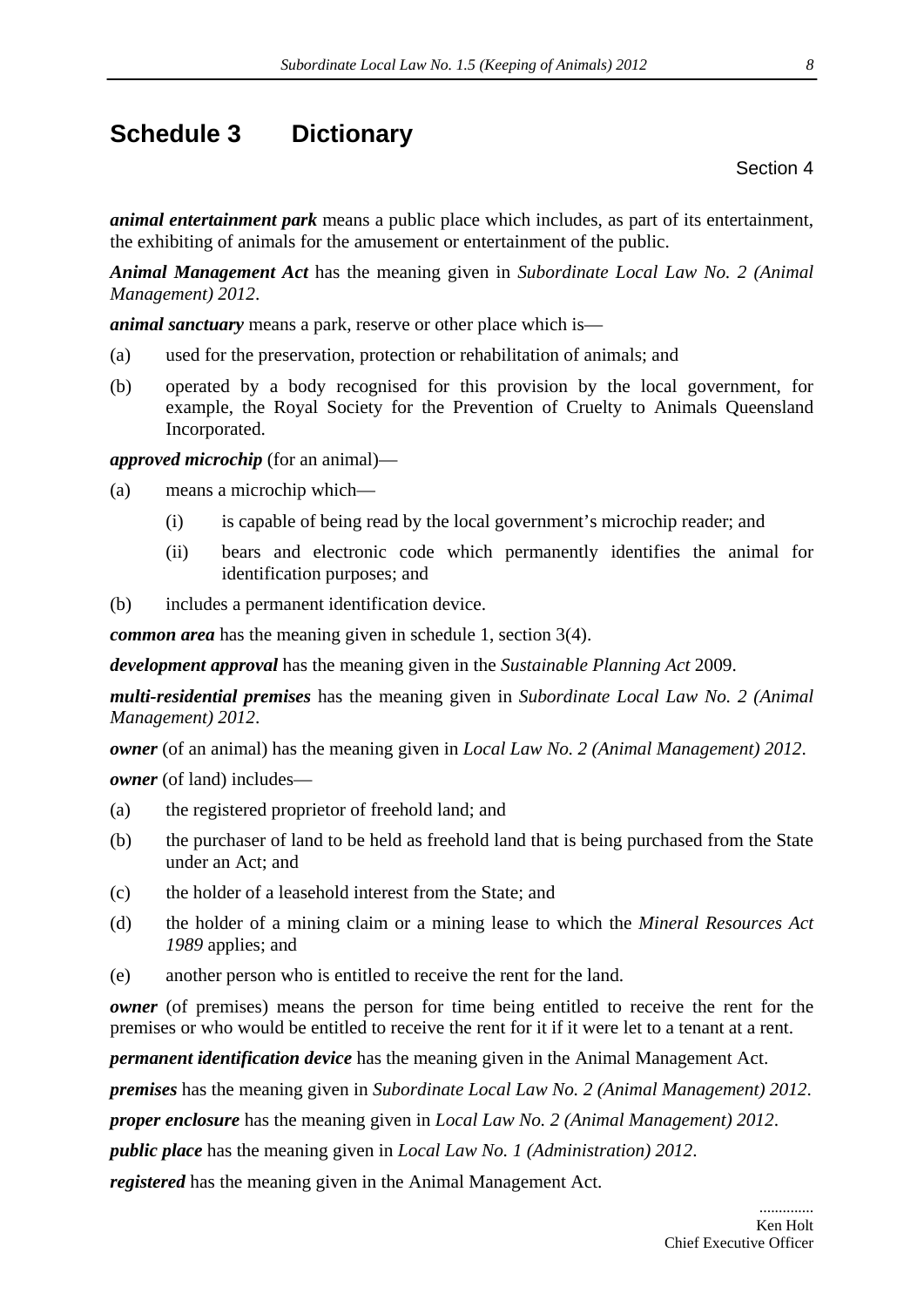# Schedule 3 Dictionary

Section 4

***animal entertainment park*** means a public place which includes, as part of its entertainment, the exhibiting of animals for the amusement or entertainment of the public.

***Animal Management Act*** has the meaning given in *Subordinate Local Law No. 2 (Animal Management) 2012*.

***animal sanctuary*** means a park, reserve or other place which is—

(a) used for the preservation, protection or rehabilitation of animals; and

(b) operated by a body recognised for this provision by the local government, for example, the Royal Society for the Prevention of Cruelty to Animals Queensland Incorporated.

***approved microchip*** (for an animal)—

(a) means a microchip which—

   (i) is capable of being read by the local government's microchip reader; and

   (ii) bears and electronic code which permanently identifies the animal for identification purposes; and

(b) includes a permanent identification device.

***common area*** has the meaning given in schedule 1, section 3(4).

***development approval*** has the meaning given in the *Sustainable Planning Act* 2009.

***multi-residential premises*** has the meaning given in *Subordinate Local Law No. 2 (Animal Management) 2012*.

***owner*** (of an animal) has the meaning given in *Local Law No. 2 (Animal Management) 2012*.

***owner*** (of land) includes—

(a) the registered proprietor of freehold land; and

(b) the purchaser of land to be held as freehold land that is being purchased from the State under an Act; and

(c) the holder of a leasehold interest from the State; and

(d) the holder of a mining claim or a mining lease to which the *Mineral Resources Act 1989* applies; and

(e) another person who is entitled to receive the rent for the land.

***owner*** (of premises) means the person for time being entitled to receive the rent for the premises or who would be entitled to receive the rent for it if it were let to a tenant at a rent.

***permanent identification device*** has the meaning given in the Animal Management Act.

***premises*** has the meaning given in *Subordinate Local Law No. 2 (Animal Management) 2012*.

***proper enclosure*** has the meaning given in *Local Law No. 2 (Animal Management) 2012*.

***public place*** has the meaning given in *Local Law No. 1 (Administration) 2012*.

***registered*** has the meaning given in the Animal Management Act.

.............
Ken Holt
Chief Executive Officer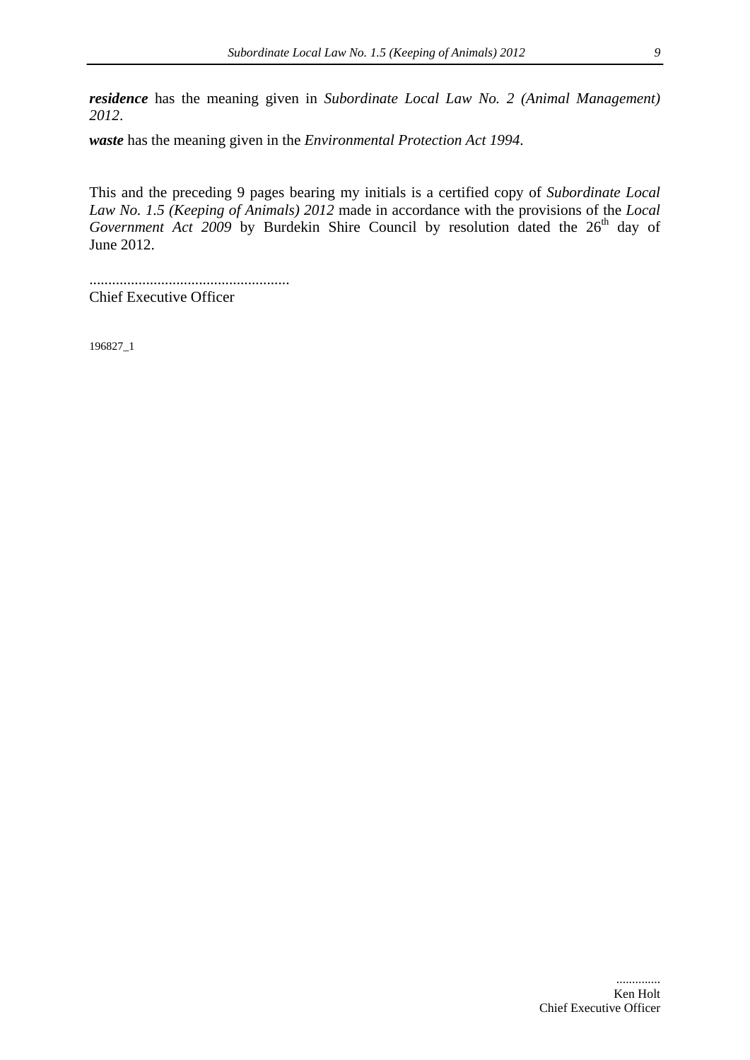***residence*** has the meaning given in *Subordinate Local Law No. 2 (Animal Management) 2012*.

***waste*** has the meaning given in the *Environmental Protection Act 1994*.

This and the preceding 9 pages bearing my initials is a certified copy of *Subordinate Local Law No. 1.5 (Keeping of Animals) 2012* made in accordance with the provisions of the *Local Government Act 2009* by Burdekin Shire Council by resolution dated the 26th day of June 2012.

....................................................
Chief Executive Officer

196827_1

.............
Ken Holt
Chief Executive Officer